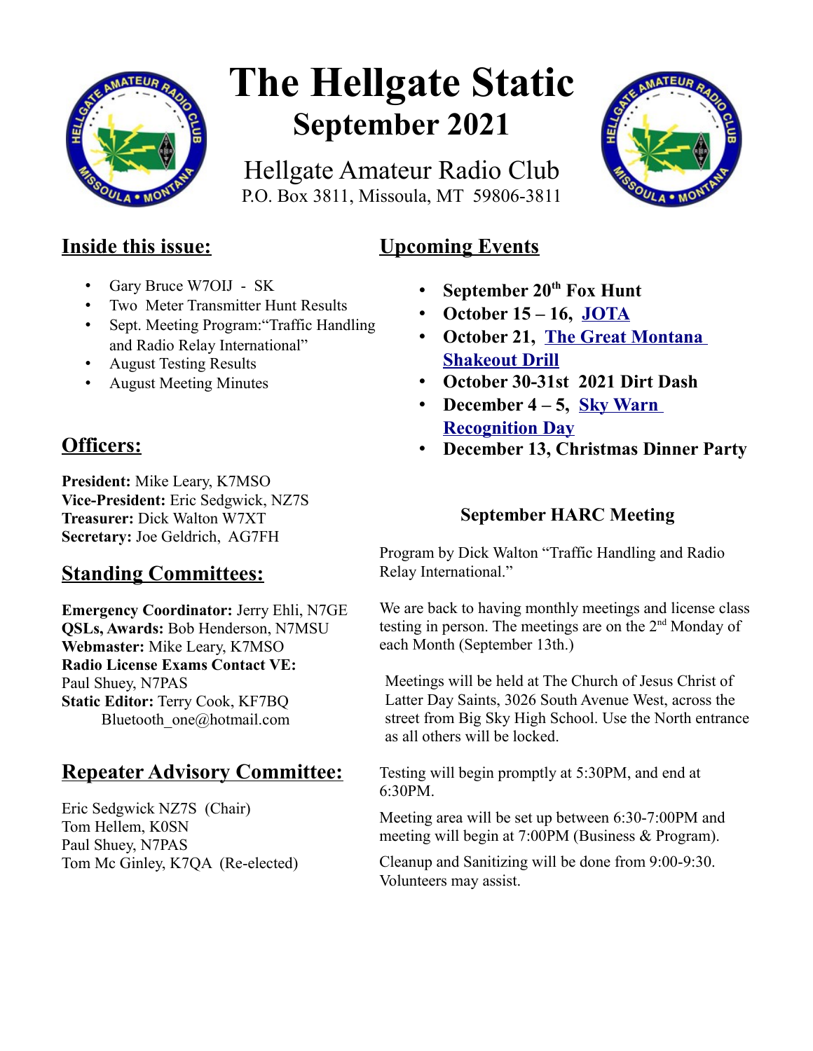# The Hellgate Static

## September 2021

Hellgate Amateur Radio Club
P.O. Box 3811, Missoula, MT 59806-3811

## Inside this issue:

- Gary Bruce W7OIJ - SK
- Two Meter Transmitter Hunt Results
- Sept. Meeting Program:"Traffic Handling and Radio Relay International"
- August Testing Results
- August Meeting Minutes

## Officers:

**President:** Mike Leary, K7MSO
**Vice-President:** Eric Sedgwick, NZ7S
**Treasurer:** Dick Walton W7XT
**Secretary:** Joe Geldrich, AG7FH

## Standing Committees:

**Emergency Coordinator:** Jerry Ehli, N7GE
**QSLs, Awards:** Bob Henderson, N7MSU
**Webmaster:** Mike Leary, K7MSO
**Radio License Exams Contact VE:** Paul Shuey, N7PAS
**Static Editor:** Terry Cook, KF7BQ
Bluetooth_one@hotmail.com

## Repeater Advisory Committee:

Eric Sedgwick NZ7S (Chair)
Tom Hellem, K0SN
Paul Shuey, N7PAS
Tom Mc Ginley, K7QA (Re-elected)

## Upcoming Events

- **September 20th Fox Hunt**
- **October 15 – 16, JOTA**
- **October 21, The Great Montana Shakeout Drill**
- **October 30-31st 2021 Dirt Dash**
- **December 4 – 5, Sky Warn Recognition Day**
- **December 13, Christmas Dinner Party**

### September HARC Meeting

Program by Dick Walton "Traffic Handling and Radio Relay International."

We are back to having monthly meetings and license class testing in person. The meetings are on the 2nd Monday of each Month (September 13th.)

Meetings will be held at The Church of Jesus Christ of Latter Day Saints, 3026 South Avenue West, across the street from Big Sky High School. Use the North entrance as all others will be locked.

Testing will begin promptly at 5:30PM, and end at 6:30PM.

Meeting area will be set up between 6:30-7:00PM and meeting will begin at 7:00PM (Business & Program).

Cleanup and Sanitizing will be done from 9:00-9:30. Volunteers may assist.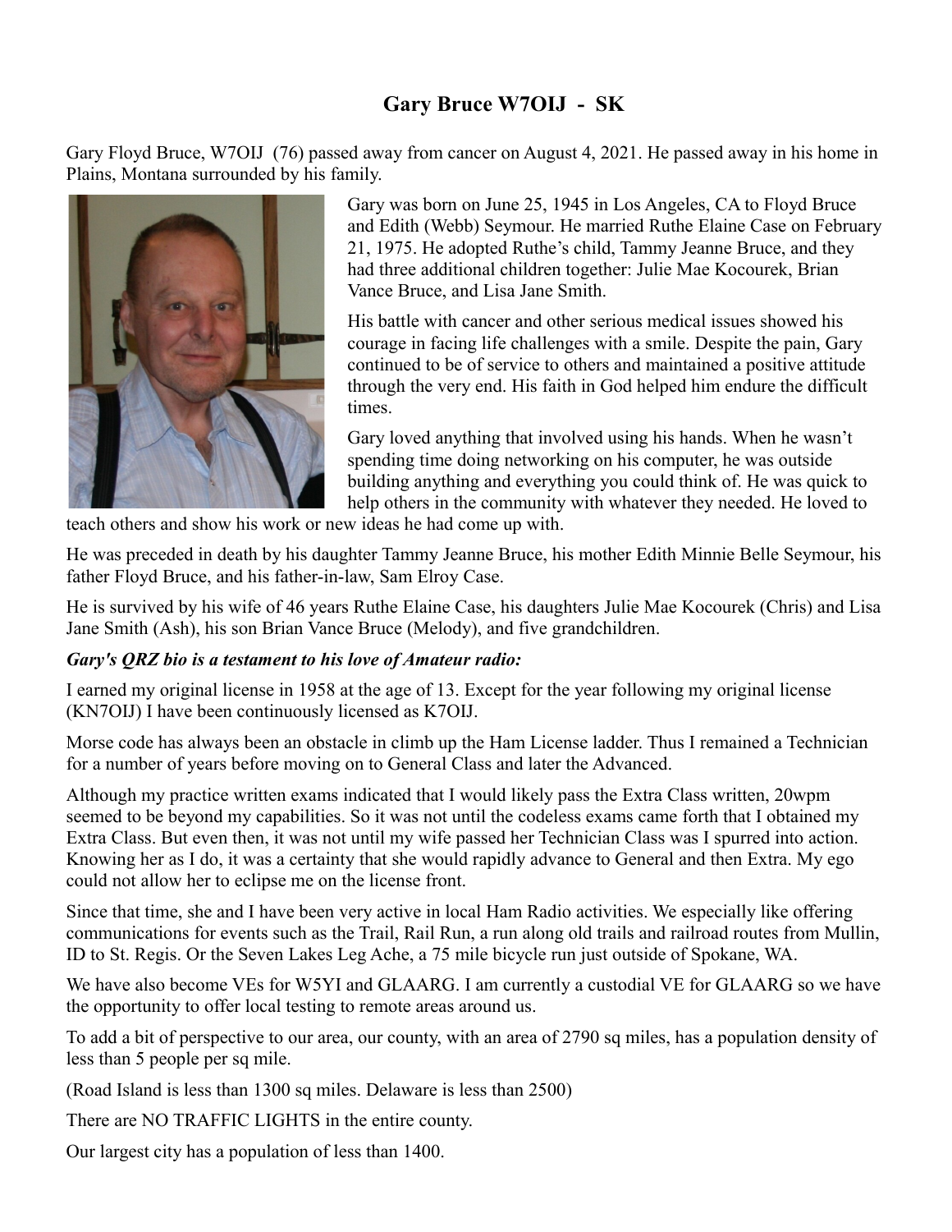## Gary Bruce W7OIJ - SK

Gary Floyd Bruce, W7OIJ (76) passed away from cancer on August 4, 2021. He passed away in his home in Plains, Montana surrounded by his family.

Gary was born on June 25, 1945 in Los Angeles, CA to Floyd Bruce and Edith (Webb) Seymour. He married Ruthe Elaine Case on February 21, 1975. He adopted Ruthe's child, Tammy Jeanne Bruce, and they had three additional children together: Julie Mae Kocourek, Brian Vance Bruce, and Lisa Jane Smith.

His battle with cancer and other serious medical issues showed his courage in facing life challenges with a smile. Despite the pain, Gary continued to be of service to others and maintained a positive attitude through the very end. His faith in God helped him endure the difficult times.

Gary loved anything that involved using his hands. When he wasn't spending time doing networking on his computer, he was outside building anything and everything you could think of. He was quick to help others in the community with whatever they needed. He loved to teach others and show his work or new ideas he had come up with.

He was preceded in death by his daughter Tammy Jeanne Bruce, his mother Edith Minnie Belle Seymour, his father Floyd Bruce, and his father-in-law, Sam Elroy Case.

He is survived by his wife of 46 years Ruthe Elaine Case, his daughters Julie Mae Kocourek (Chris) and Lisa Jane Smith (Ash), his son Brian Vance Bruce (Melody), and five grandchildren.

***Gary's QRZ bio is a testament to his love of Amateur radio:***

I earned my original license in 1958 at the age of 13. Except for the year following my original license (KN7OIJ) I have been continuously licensed as K7OIJ.

Morse code has always been an obstacle in climb up the Ham License ladder. Thus I remained a Technician for a number of years before moving on to General Class and later the Advanced.

Although my practice written exams indicated that I would likely pass the Extra Class written, 20wpm seemed to be beyond my capabilities. So it was not until the codeless exams came forth that I obtained my Extra Class. But even then, it was not until my wife passed her Technician Class was I spurred into action. Knowing her as I do, it was a certainty that she would rapidly advance to General and then Extra. My ego could not allow her to eclipse me on the license front.

Since that time, she and I have been very active in local Ham Radio activities. We especially like offering communications for events such as the Trail, Rail Run, a run along old trails and railroad routes from Mullin, ID to St. Regis. Or the Seven Lakes Leg Ache, a 75 mile bicycle run just outside of Spokane, WA.

We have also become VEs for W5YI and GLAARG. I am currently a custodial VE for GLAARG so we have the opportunity to offer local testing to remote areas around us.

To add a bit of perspective to our area, our county, with an area of 2790 sq miles, has a population density of less than 5 people per sq mile.

(Road Island is less than 1300 sq miles. Delaware is less than 2500)

There are NO TRAFFIC LIGHTS in the entire county.

Our largest city has a population of less than 1400.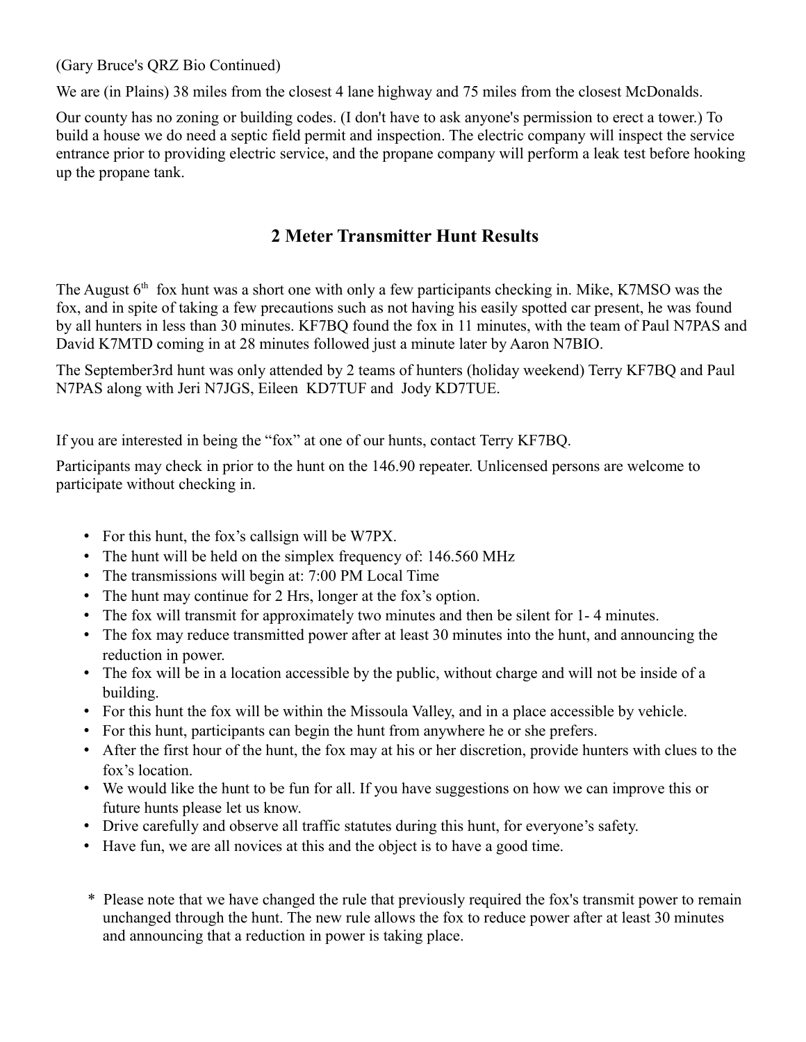(Gary Bruce's QRZ Bio Continued)

We are (in Plains) 38 miles from the closest 4 lane highway and 75 miles from the closest McDonalds.

Our county has no zoning or building codes. (I don't have to ask anyone's permission to erect a tower.) To build a house we do need a septic field permit and inspection. The electric company will inspect the service entrance prior to providing electric service, and the propane company will perform a leak test before hooking up the propane tank.

## 2 Meter Transmitter Hunt Results

The August 6th fox hunt was a short one with only a few participants checking in. Mike, K7MSO was the fox, and in spite of taking a few precautions such as not having his easily spotted car present, he was found by all hunters in less than 30 minutes. KF7BQ found the fox in 11 minutes, with the team of Paul N7PAS and David K7MTD coming in at 28 minutes followed just a minute later by Aaron N7BIO.

The September3rd hunt was only attended by 2 teams of hunters (holiday weekend) Terry KF7BQ and Paul N7PAS along with Jeri N7JGS, Eileen KD7TUF and Jody KD7TUE.

If you are interested in being the "fox" at one of our hunts, contact Terry KF7BQ.

Participants may check in prior to the hunt on the 146.90 repeater. Unlicensed persons are welcome to participate without checking in.

- For this hunt, the fox's callsign will be W7PX.
- The hunt will be held on the simplex frequency of: 146.560 MHz
- The transmissions will begin at: 7:00 PM Local Time
- The hunt may continue for 2 Hrs, longer at the fox's option.
- The fox will transmit for approximately two minutes and then be silent for 1- 4 minutes.
- The fox may reduce transmitted power after at least 30 minutes into the hunt, and announcing the reduction in power.
- The fox will be in a location accessible by the public, without charge and will not be inside of a building.
- For this hunt the fox will be within the Missoula Valley, and in a place accessible by vehicle.
- For this hunt, participants can begin the hunt from anywhere he or she prefers.
- After the first hour of the hunt, the fox may at his or her discretion, provide hunters with clues to the fox's location.
- We would like the hunt to be fun for all. If you have suggestions on how we can improve this or future hunts please let us know.
- Drive carefully and observe all traffic statutes during this hunt, for everyone's safety.
- Have fun, we are all novices at this and the object is to have a good time.

\* Please note that we have changed the rule that previously required the fox's transmit power to remain unchanged through the hunt. The new rule allows the fox to reduce power after at least 30 minutes and announcing that a reduction in power is taking place.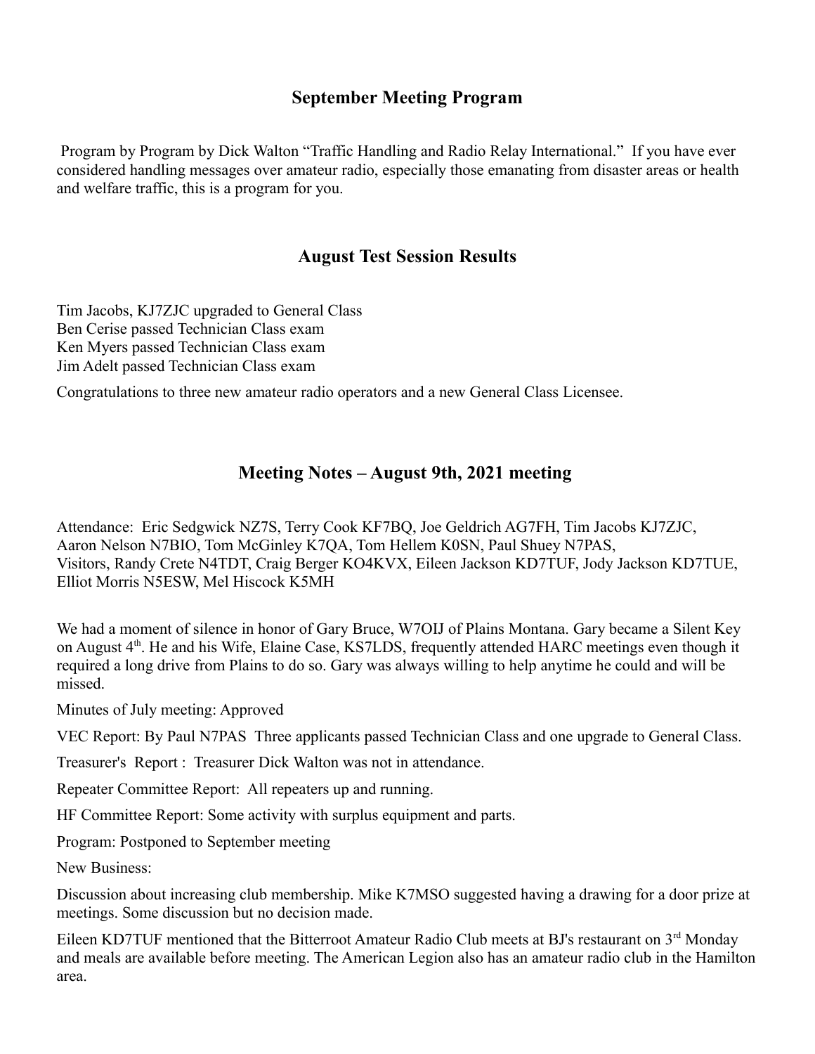## September Meeting Program

Program by Program by Dick Walton "Traffic Handling and Radio Relay International." If you have ever considered handling messages over amateur radio, especially those emanating from disaster areas or health and welfare traffic, this is a program for you.

## August Test Session Results

Tim Jacobs, KJ7ZJC upgraded to General Class
Ben Cerise passed Technician Class exam
Ken Myers passed Technician Class exam
Jim Adelt passed Technician Class exam

Congratulations to three new amateur radio operators and a new General Class Licensee.

## Meeting Notes – August 9th, 2021 meeting

Attendance: Eric Sedgwick NZ7S, Terry Cook KF7BQ, Joe Geldrich AG7FH, Tim Jacobs KJ7ZJC, Aaron Nelson N7BIO, Tom McGinley K7QA, Tom Hellem K0SN, Paul Shuey N7PAS, Visitors, Randy Crete N4TDT, Craig Berger KO4KVX, Eileen Jackson KD7TUF, Jody Jackson KD7TUE, Elliot Morris N5ESW, Mel Hiscock K5MH

We had a moment of silence in honor of Gary Bruce, W7OIJ of Plains Montana. Gary became a Silent Key on August 4th. He and his Wife, Elaine Case, KS7LDS, frequently attended HARC meetings even though it required a long drive from Plains to do so. Gary was always willing to help anytime he could and will be missed.

Minutes of July meeting: Approved

VEC Report: By Paul N7PAS Three applicants passed Technician Class and one upgrade to General Class.

Treasurer's Report : Treasurer Dick Walton was not in attendance.

Repeater Committee Report: All repeaters up and running.

HF Committee Report: Some activity with surplus equipment and parts.

Program: Postponed to September meeting

New Business:

Discussion about increasing club membership. Mike K7MSO suggested having a drawing for a door prize at meetings. Some discussion but no decision made.

Eileen KD7TUF mentioned that the Bitterroot Amateur Radio Club meets at BJ's restaurant on 3rd Monday and meals are available before meeting. The American Legion also has an amateur radio club in the Hamilton area.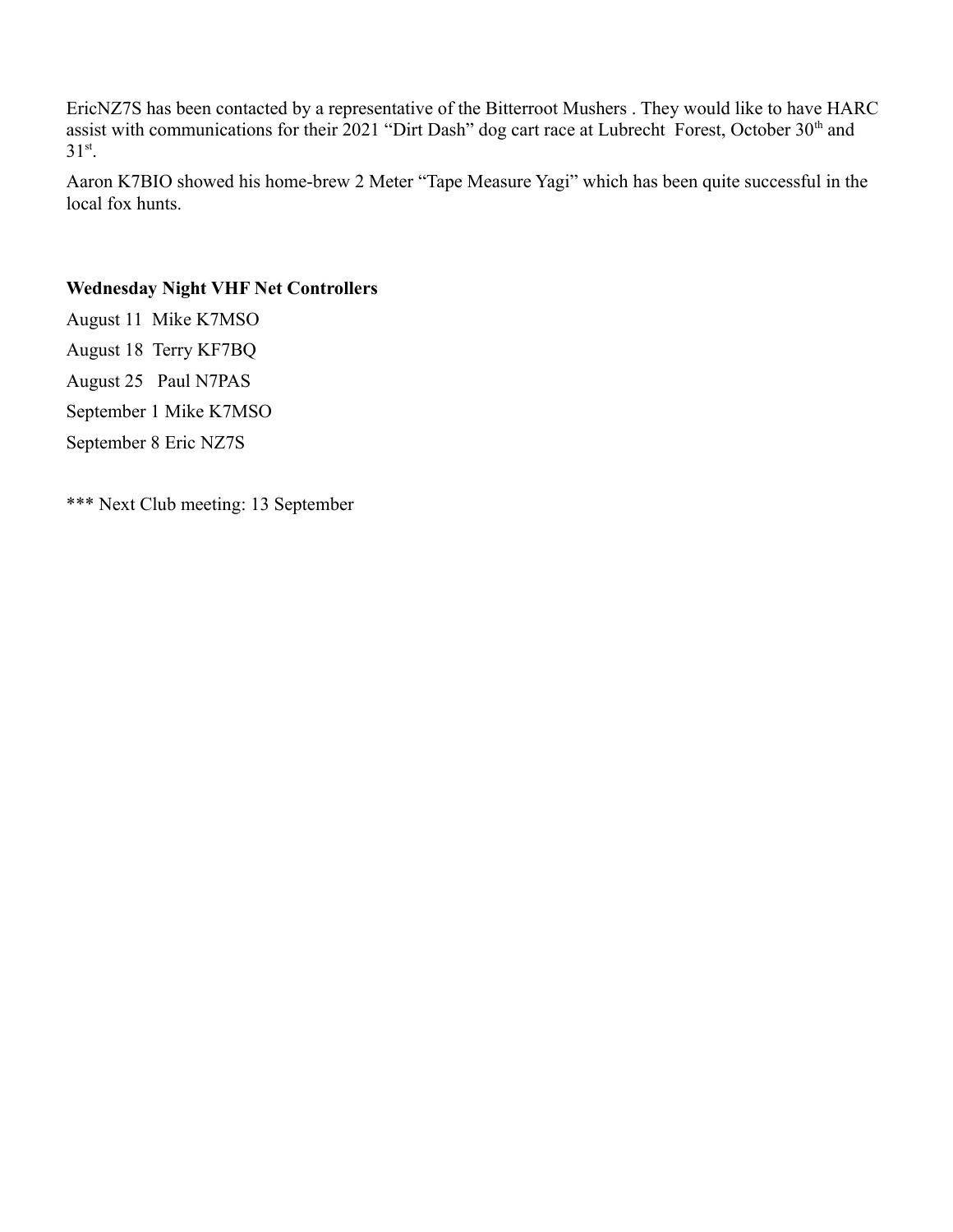EricNZ7S has been contacted by a representative of the Bitterroot Mushers . They would like to have HARC assist with communications for their 2021 "Dirt Dash" dog cart race at Lubrecht Forest, October 30th and 31st.

Aaron K7BIO showed his home-brew 2 Meter "Tape Measure Yagi" which has been quite successful in the local fox hunts.

**Wednesday Night VHF Net Controllers**

August 11 Mike K7MSO

August 18 Terry KF7BQ

August 25 Paul N7PAS

September 1 Mike K7MSO

September 8 Eric NZ7S

*** Next Club meeting: 13 September